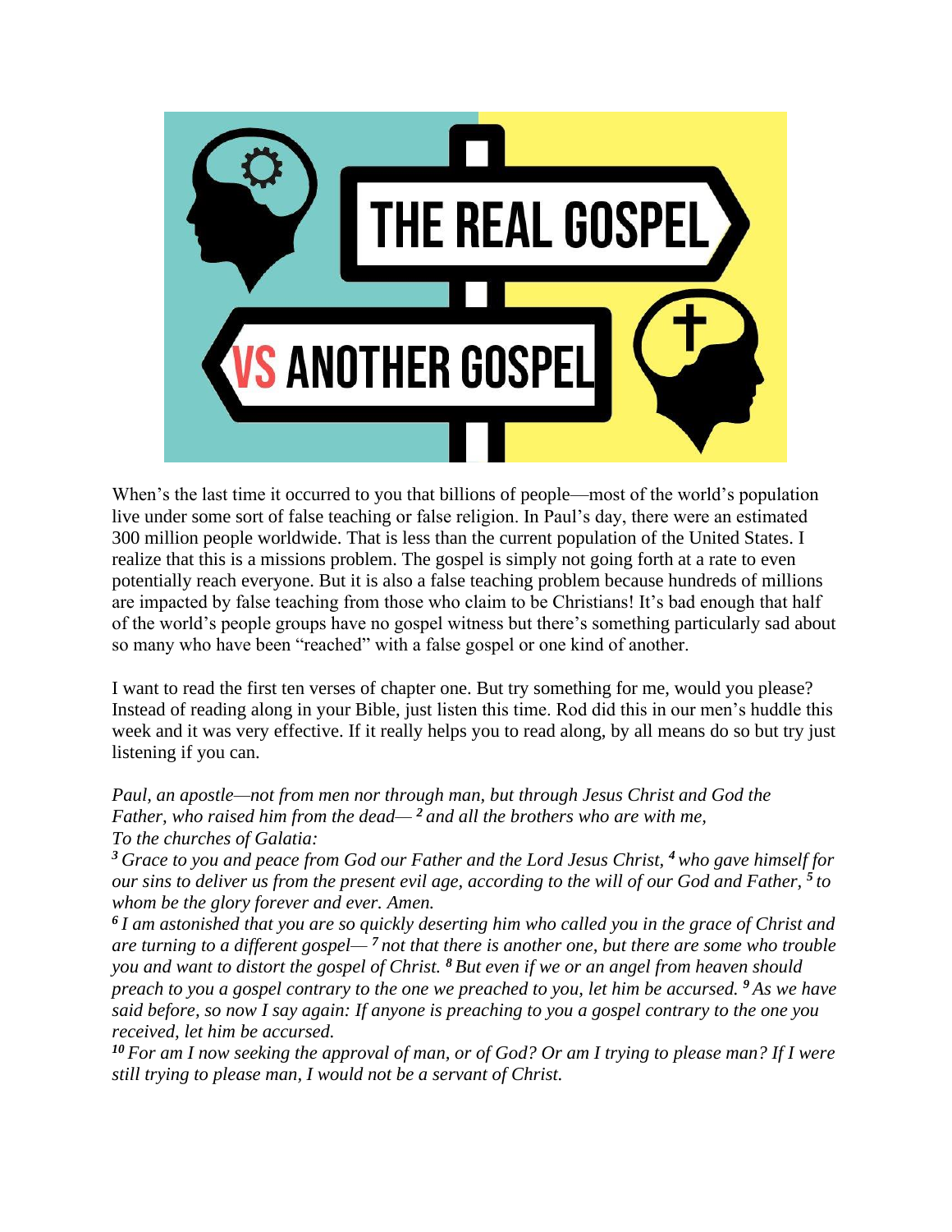When's the last time it occurred to you that billions of people—most of the world's population live under some sort of false teaching or false religion. In Paul's day, there were an estimated 300 million people worldwide. That is less than the current population of the United States. I realize that this is a missions problem. The gospel is simply not going forth at a rate to even potentially reach everyone. But it is also a false teaching problem because hundreds of millions are impacted by false teaching from those who claim to be Christians! It's bad enough that half of the world's people groups have no gospel witness but there's something particularly sad about so many who have been "reached" with a false gospel or one kind of another.

I want to read the first ten verses of chapter one. But try something for me, would you please? Instead of reading along in your Bible, just listen this time. Rod did this in our men's huddle this week and it was very effective. If it really helps you to read along, by all means do so but try just listening if you can.

*Paul, an apostle—not from men nor through man, but through Jesus Christ and God the Father, who raised him from the dead—* ***2*** *and all the brothers who are with me,*
*To the churches of Galatia:*

***3*** *Grace to you and peace from God our Father and the Lord Jesus Christ,* ***4*** *who gave himself for our sins to deliver us from the present evil age, according to the will of our God and Father,* ***5*** *to whom be the glory forever and ever. Amen.*

***6*** *I am astonished that you are so quickly deserting him who called you in the grace of Christ and are turning to a different gospel—* ***7*** *not that there is another one, but there are some who trouble you and want to distort the gospel of Christ.* ***8*** *But even if we or an angel from heaven should preach to you a gospel contrary to the one we preached to you, let him be accursed.* ***9*** *As we have said before, so now I say again: If anyone is preaching to you a gospel contrary to the one you received, let him be accursed.*

***10*** *For am I now seeking the approval of man, or of God? Or am I trying to please man? If I were still trying to please man, I would not be a servant of Christ.*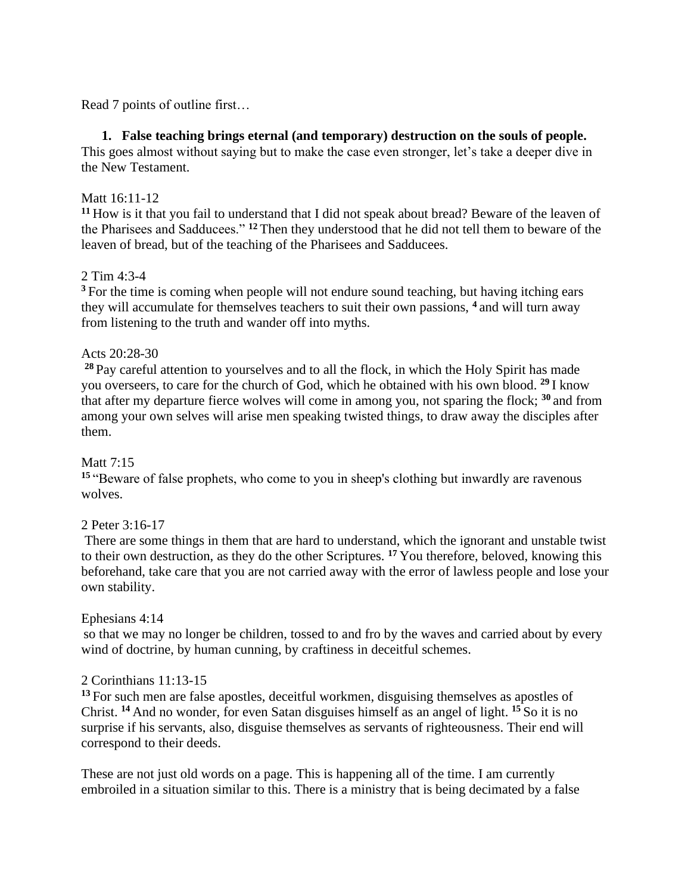Read 7 points of outline first…

1. **False teaching brings eternal (and temporary) destruction on the souls of people.**

This goes almost without saying but to make the case even stronger, let's take a deeper dive in the New Testament.

Matt 16:11-12
[11] How is it that you fail to understand that I did not speak about bread? Beware of the leaven of the Pharisees and Sadducees." [12] Then they understood that he did not tell them to beware of the leaven of bread, but of the teaching of the Pharisees and Sadducees.

2 Tim 4:3-4
[3] For the time is coming when people will not endure sound teaching, but having itching ears they will accumulate for themselves teachers to suit their own passions, [4] and will turn away from listening to the truth and wander off into myths.

Acts 20:28-30
[28] Pay careful attention to yourselves and to all the flock, in which the Holy Spirit has made you overseers, to care for the church of God, which he obtained with his own blood. [29] I know that after my departure fierce wolves will come in among you, not sparing the flock; [30] and from among your own selves will arise men speaking twisted things, to draw away the disciples after them.

Matt 7:15
[15] "Beware of false prophets, who come to you in sheep's clothing but inwardly are ravenous wolves.

2 Peter 3:16-17
There are some things in them that are hard to understand, which the ignorant and unstable twist to their own destruction, as they do the other Scriptures. [17] You therefore, beloved, knowing this beforehand, take care that you are not carried away with the error of lawless people and lose your own stability.

Ephesians 4:14
so that we may no longer be children, tossed to and fro by the waves and carried about by every wind of doctrine, by human cunning, by craftiness in deceitful schemes.

2 Corinthians 11:13-15
[13] For such men are false apostles, deceitful workmen, disguising themselves as apostles of Christ. [14] And no wonder, for even Satan disguises himself as an angel of light. [15] So it is no surprise if his servants, also, disguise themselves as servants of righteousness. Their end will correspond to their deeds.

These are not just old words on a page. This is happening all of the time. I am currently embroiled in a situation similar to this. There is a ministry that is being decimated by a false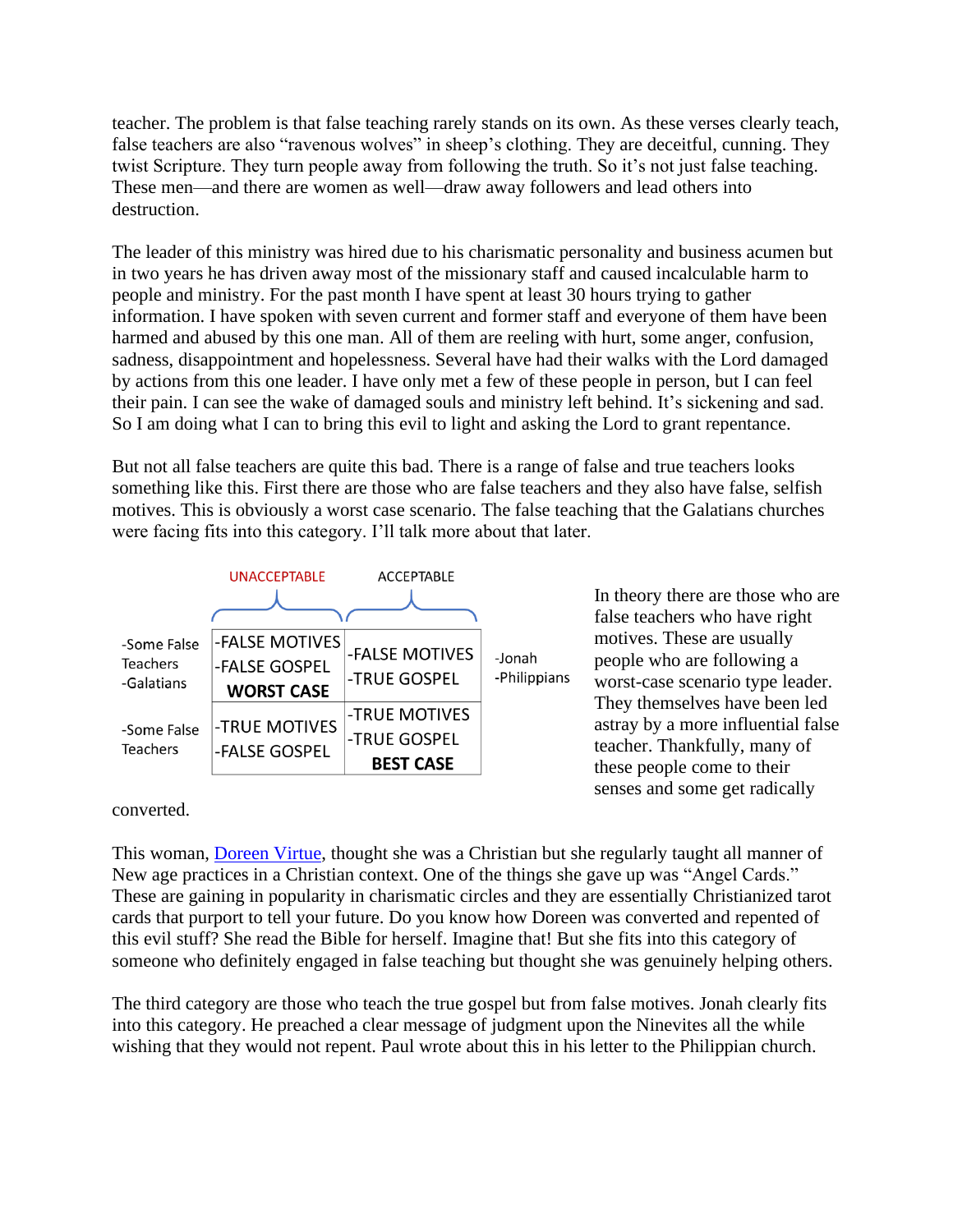teacher. The problem is that false teaching rarely stands on its own. As these verses clearly teach, false teachers are also "ravenous wolves" in sheep's clothing. They are deceitful, cunning. They twist Scripture. They turn people away from following the truth. So it's not just false teaching. These men—and there are women as well—draw away followers and lead others into destruction.

The leader of this ministry was hired due to his charismatic personality and business acumen but in two years he has driven away most of the missionary staff and caused incalculable harm to people and ministry. For the past month I have spent at least 30 hours trying to gather information. I have spoken with seven current and former staff and everyone of them have been harmed and abused by this one man. All of them are reeling with hurt, some anger, confusion, sadness, disappointment and hopelessness. Several have had their walks with the Lord damaged by actions from this one leader. I have only met a few of these people in person, but I can feel their pain. I can see the wake of damaged souls and ministry left behind. It's sickening and sad. So I am doing what I can to bring this evil to light and asking the Lord to grant repentance.

But not all false teachers are quite this bad. There is a range of false and true teachers looks something like this. First there are those who are false teachers and they also have false, selfish motives. This is obviously a worst case scenario. The false teaching that the Galatians churches were facing fits into this category. I'll talk more about that later.

| | UNACCEPTABLE | ACCEPTABLE | |
|---|---|---|---|
| -Some False Teachers<br>-Galatians | -FALSE MOTIVES<br>-FALSE GOSPEL<br>**WORST CASE** | -FALSE MOTIVES<br>-TRUE GOSPEL | -Jonah<br>-Philippians |
| -Some False Teachers | -TRUE MOTIVES<br>-FALSE GOSPEL | -TRUE MOTIVES<br>-TRUE GOSPEL<br>**BEST CASE** | |

In theory there are those who are false teachers who have right motives. These are usually people who are following a worst-case scenario type leader. They themselves have been led astray by a more influential false teacher. Thankfully, many of these people come to their senses and some get radically converted.

This woman, [Doreen Virtue](), thought she was a Christian but she regularly taught all manner of New age practices in a Christian context. One of the things she gave up was "Angel Cards." These are gaining in popularity in charismatic circles and they are essentially Christianized tarot cards that purport to tell your future. Do you know how Doreen was converted and repented of this evil stuff? She read the Bible for herself. Imagine that! But she fits into this category of someone who definitely engaged in false teaching but thought she was genuinely helping others.

The third category are those who teach the true gospel but from false motives. Jonah clearly fits into this category. He preached a clear message of judgment upon the Ninevites all the while wishing that they would not repent. Paul wrote about this in his letter to the Philippian church.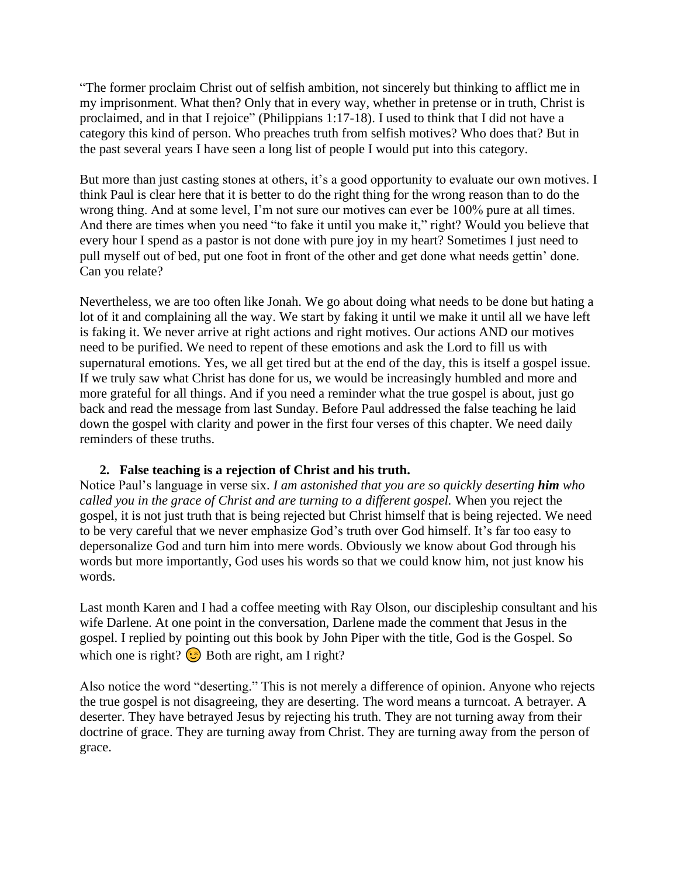"The former proclaim Christ out of selfish ambition, not sincerely but thinking to afflict me in my imprisonment. What then? Only that in every way, whether in pretense or in truth, Christ is proclaimed, and in that I rejoice" (Philippians 1:17-18). I used to think that I did not have a category this kind of person. Who preaches truth from selfish motives? Who does that? But in the past several years I have seen a long list of people I would put into this category.

But more than just casting stones at others, it's a good opportunity to evaluate our own motives. I think Paul is clear here that it is better to do the right thing for the wrong reason than to do the wrong thing. And at some level, I'm not sure our motives can ever be 100% pure at all times. And there are times when you need "to fake it until you make it," right? Would you believe that every hour I spend as a pastor is not done with pure joy in my heart? Sometimes I just need to pull myself out of bed, put one foot in front of the other and get done what needs gettin' done. Can you relate?

Nevertheless, we are too often like Jonah. We go about doing what needs to be done but hating a lot of it and complaining all the way. We start by faking it until we make it until all we have left is faking it. We never arrive at right actions and right motives. Our actions AND our motives need to be purified. We need to repent of these emotions and ask the Lord to fill us with supernatural emotions. Yes, we all get tired but at the end of the day, this is itself a gospel issue. If we truly saw what Christ has done for us, we would be increasingly humbled and more and more grateful for all things. And if you need a reminder what the true gospel is about, just go back and read the message from last Sunday. Before Paul addressed the false teaching he laid down the gospel with clarity and power in the first four verses of this chapter. We need daily reminders of these truths.

2. **False teaching is a rejection of Christ and his truth.**

Notice Paul's language in verse six. *I am astonished that you are so quickly deserting **him** who called you in the grace of Christ and are turning to a different gospel.* When you reject the gospel, it is not just truth that is being rejected but Christ himself that is being rejected. We need to be very careful that we never emphasize God's truth over God himself. It's far too easy to depersonalize God and turn him into mere words. Obviously we know about God through his words but more importantly, God uses his words so that we could know him, not just know his words.

Last month Karen and I had a coffee meeting with Ray Olson, our discipleship consultant and his wife Darlene. At one point in the conversation, Darlene made the comment that Jesus in the gospel. I replied by pointing out this book by John Piper with the title, God is the Gospel. So which one is right? 😉 Both are right, am I right?

Also notice the word "deserting." This is not merely a difference of opinion. Anyone who rejects the true gospel is not disagreeing, they are deserting. The word means a turncoat. A betrayer. A deserter. They have betrayed Jesus by rejecting his truth. They are not turning away from their doctrine of grace. They are turning away from Christ. They are turning away from the person of grace.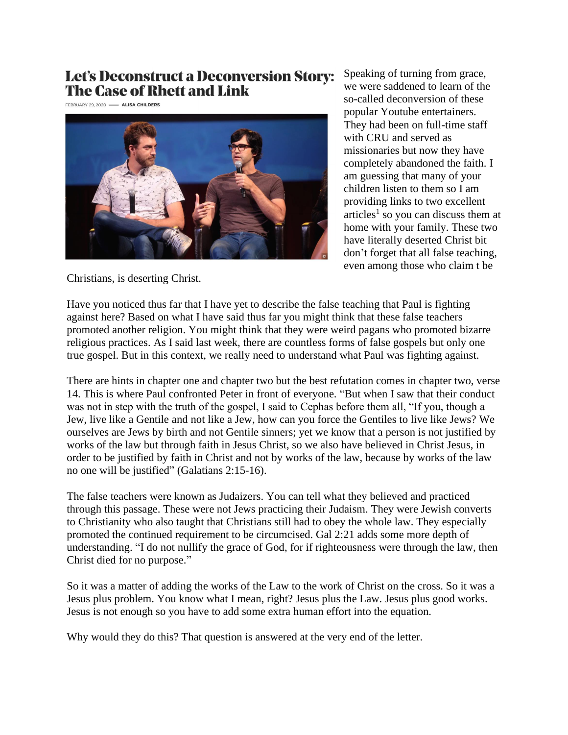Speaking of turning from grace, we were saddened to learn of the so-called deconversion of these popular Youtube entertainers. They had been on full-time staff with CRU and served as missionaries but now they have completely abandoned the faith. I am guessing that many of your children listen to them so I am providing links to two excellent articles[1] so you can discuss them at home with your family. These two have literally deserted Christ bit don't forget that all false teaching, even among those who claim t be Christians, is deserting Christ.

Have you noticed thus far that I have yet to describe the false teaching that Paul is fighting against here? Based on what I have said thus far you might think that these false teachers promoted another religion. You might think that they were weird pagans who promoted bizarre religious practices. As I said last week, there are countless forms of false gospels but only one true gospel. But in this context, we really need to understand what Paul was fighting against.

There are hints in chapter one and chapter two but the best refutation comes in chapter two, verse 14. This is where Paul confronted Peter in front of everyone. "But when I saw that their conduct was not in step with the truth of the gospel, I said to Cephas before them all, "If you, though a Jew, live like a Gentile and not like a Jew, how can you force the Gentiles to live like Jews? We ourselves are Jews by birth and not Gentile sinners; yet we know that a person is not justified by works of the law but through faith in Jesus Christ, so we also have believed in Christ Jesus, in order to be justified by faith in Christ and not by works of the law, because by works of the law no one will be justified" (Galatians 2:15-16).

The false teachers were known as Judaizers. You can tell what they believed and practiced through this passage. These were not Jews practicing their Judaism. They were Jewish converts to Christianity who also taught that Christians still had to obey the whole law. They especially promoted the continued requirement to be circumcised. Gal 2:21 adds some more depth of understanding. "I do not nullify the grace of God, for if righteousness were through the law, then Christ died for no purpose."

So it was a matter of adding the works of the Law to the work of Christ on the cross. So it was a Jesus plus problem. You know what I mean, right? Jesus plus the Law. Jesus plus good works. Jesus is not enough so you have to add some extra human effort into the equation.

Why would they do this? That question is answered at the very end of the letter.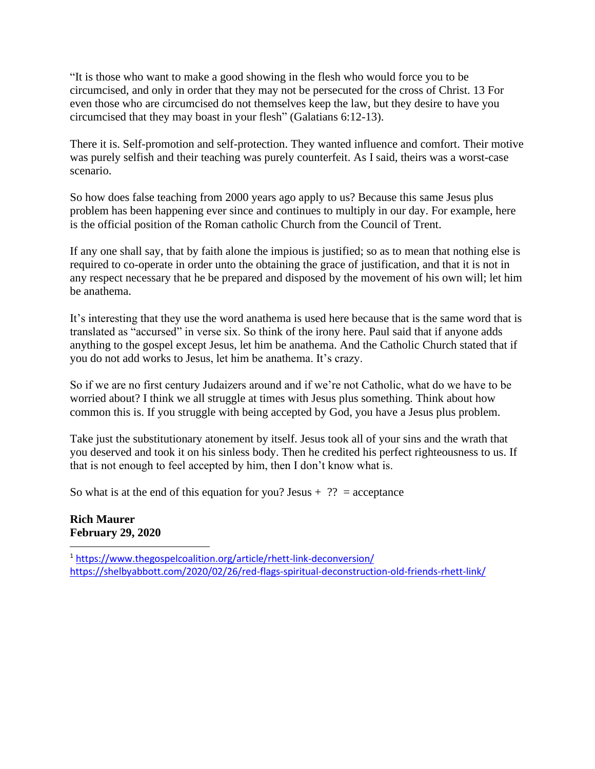"It is those who want to make a good showing in the flesh who would force you to be circumcised, and only in order that they may not be persecuted for the cross of Christ. 13 For even those who are circumcised do not themselves keep the law, but they desire to have you circumcised that they may boast in your flesh" (Galatians 6:12-13).

There it is. Self-promotion and self-protection. They wanted influence and comfort. Their motive was purely selfish and their teaching was purely counterfeit. As I said, theirs was a worst-case scenario.

So how does false teaching from 2000 years ago apply to us? Because this same Jesus plus problem has been happening ever since and continues to multiply in our day. For example, here is the official position of the Roman catholic Church from the Council of Trent.

If any one shall say, that by faith alone the impious is justified; so as to mean that nothing else is required to co-operate in order unto the obtaining the grace of justification, and that it is not in any respect necessary that he be prepared and disposed by the movement of his own will; let him be anathema.

It's interesting that they use the word anathema is used here because that is the same word that is translated as "accursed" in verse six. So think of the irony here. Paul said that if anyone adds anything to the gospel except Jesus, let him be anathema. And the Catholic Church stated that if you do not add works to Jesus, let him be anathema. It's crazy.

So if we are no first century Judaizers around and if we're not Catholic, what do we have to be worried about? I think we all struggle at times with Jesus plus something. Think about how common this is. If you struggle with being accepted by God, you have a Jesus plus problem.

Take just the substitutionary atonement by itself. Jesus took all of your sins and the wrath that you deserved and took it on his sinless body. Then he credited his perfect righteousness to us. If that is not enough to feel accepted by him, then I don't know what is.

So what is at the end of this equation for you? Jesus + ?? = acceptance

**Rich Maurer**
**February 29, 2020**

---

[1] https://www.thegospelcoalition.org/article/rhett-link-deconversion/
https://shelbyabbott.com/2020/02/26/red-flags-spiritual-deconstruction-old-friends-rhett-link/